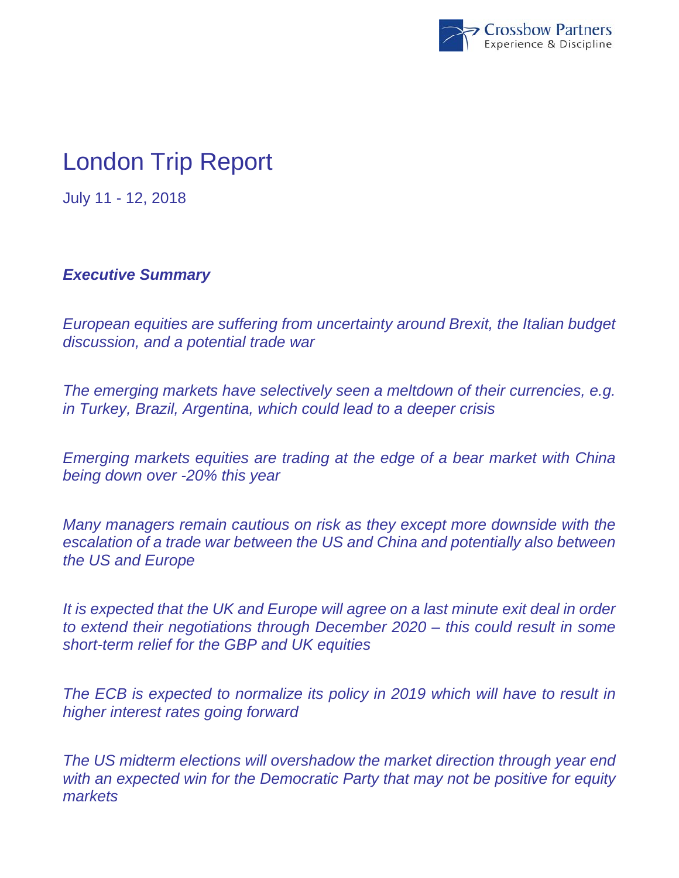Crossbow Partners
Experience & Discipline

# London Trip Report

July 11 - 12, 2018

***Executive Summary***

*European equities are suffering from uncertainty around Brexit, the Italian budget discussion, and a potential trade war*

*The emerging markets have selectively seen a meltdown of their currencies, e.g. in Turkey, Brazil, Argentina, which could lead to a deeper crisis*

*Emerging markets equities are trading at the edge of a bear market with China being down over -20% this year*

*Many managers remain cautious on risk as they except more downside with the escalation of a trade war between the US and China and potentially also between the US and Europe*

*It is expected that the UK and Europe will agree on a last minute exit deal in order to extend their negotiations through December 2020 – this could result in some short-term relief for the GBP and UK equities*

*The ECB is expected to normalize its policy in 2019 which will have to result in higher interest rates going forward*

*The US midterm elections will overshadow the market direction through year end with an expected win for the Democratic Party that may not be positive for equity markets*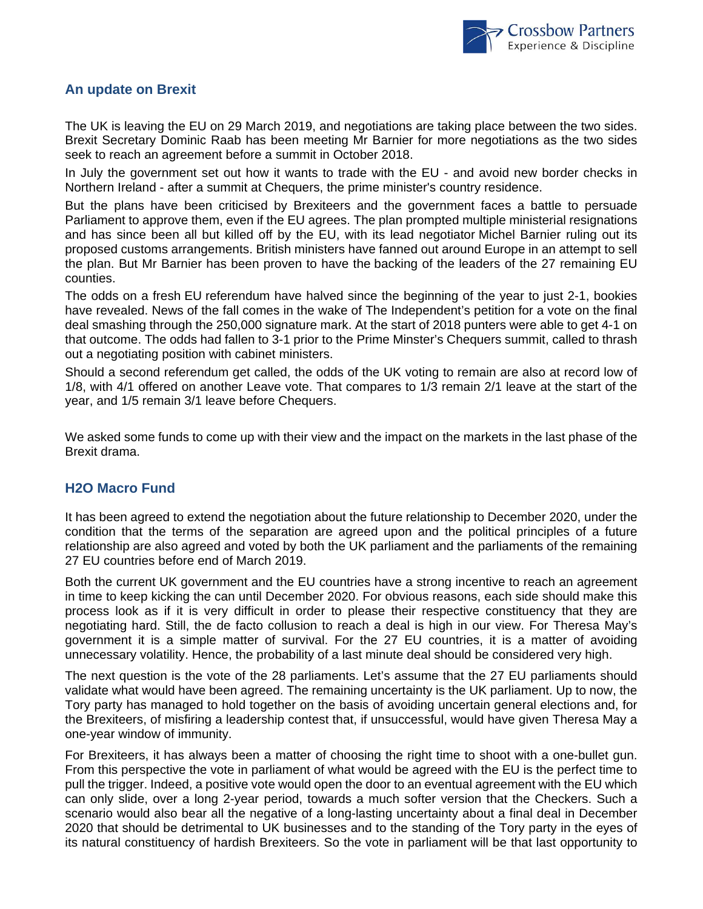## An update on Brexit

The UK is leaving the EU on 29 March 2019, and negotiations are taking place between the two sides. Brexit Secretary Dominic Raab has been meeting Mr Barnier for more negotiations as the two sides seek to reach an agreement before a summit in October 2018.

In July the government set out how it wants to trade with the EU - and avoid new border checks in Northern Ireland - after a summit at Chequers, the prime minister's country residence.

But the plans have been criticised by Brexiteers and the government faces a battle to persuade Parliament to approve them, even if the EU agrees. The plan prompted multiple ministerial resignations and has since been all but killed off by the EU, with its lead negotiator Michel Barnier ruling out its proposed customs arrangements. British ministers have fanned out around Europe in an attempt to sell the plan. But Mr Barnier has been proven to have the backing of the leaders of the 27 remaining EU counties.

The odds on a fresh EU referendum have halved since the beginning of the year to just 2-1, bookies have revealed. News of the fall comes in the wake of The Independent's petition for a vote on the final deal smashing through the 250,000 signature mark. At the start of 2018 punters were able to get 4-1 on that outcome. The odds had fallen to 3-1 prior to the Prime Minster's Chequers summit, called to thrash out a negotiating position with cabinet ministers.

Should a second referendum get called, the odds of the UK voting to remain are also at record low of 1/8, with 4/1 offered on another Leave vote. That compares to 1/3 remain 2/1 leave at the start of the year, and 1/5 remain 3/1 leave before Chequers.

We asked some funds to come up with their view and the impact on the markets in the last phase of the Brexit drama.

## H2O Macro Fund

It has been agreed to extend the negotiation about the future relationship to December 2020, under the condition that the terms of the separation are agreed upon and the political principles of a future relationship are also agreed and voted by both the UK parliament and the parliaments of the remaining 27 EU countries before end of March 2019.

Both the current UK government and the EU countries have a strong incentive to reach an agreement in time to keep kicking the can until December 2020. For obvious reasons, each side should make this process look as if it is very difficult in order to please their respective constituency that they are negotiating hard. Still, the de facto collusion to reach a deal is high in our view. For Theresa May's government it is a simple matter of survival. For the 27 EU countries, it is a matter of avoiding unnecessary volatility. Hence, the probability of a last minute deal should be considered very high.

The next question is the vote of the 28 parliaments. Let's assume that the 27 EU parliaments should validate what would have been agreed. The remaining uncertainty is the UK parliament. Up to now, the Tory party has managed to hold together on the basis of avoiding uncertain general elections and, for the Brexiteers, of misfiring a leadership contest that, if unsuccessful, would have given Theresa May a one-year window of immunity.

For Brexiteers, it has always been a matter of choosing the right time to shoot with a one-bullet gun. From this perspective the vote in parliament of what would be agreed with the EU is the perfect time to pull the trigger. Indeed, a positive vote would open the door to an eventual agreement with the EU which can only slide, over a long 2-year period, towards a much softer version that the Checkers. Such a scenario would also bear all the negative of a long-lasting uncertainty about a final deal in December 2020 that should be detrimental to UK businesses and to the standing of the Tory party in the eyes of its natural constituency of hardish Brexiteers. So the vote in parliament will be that last opportunity to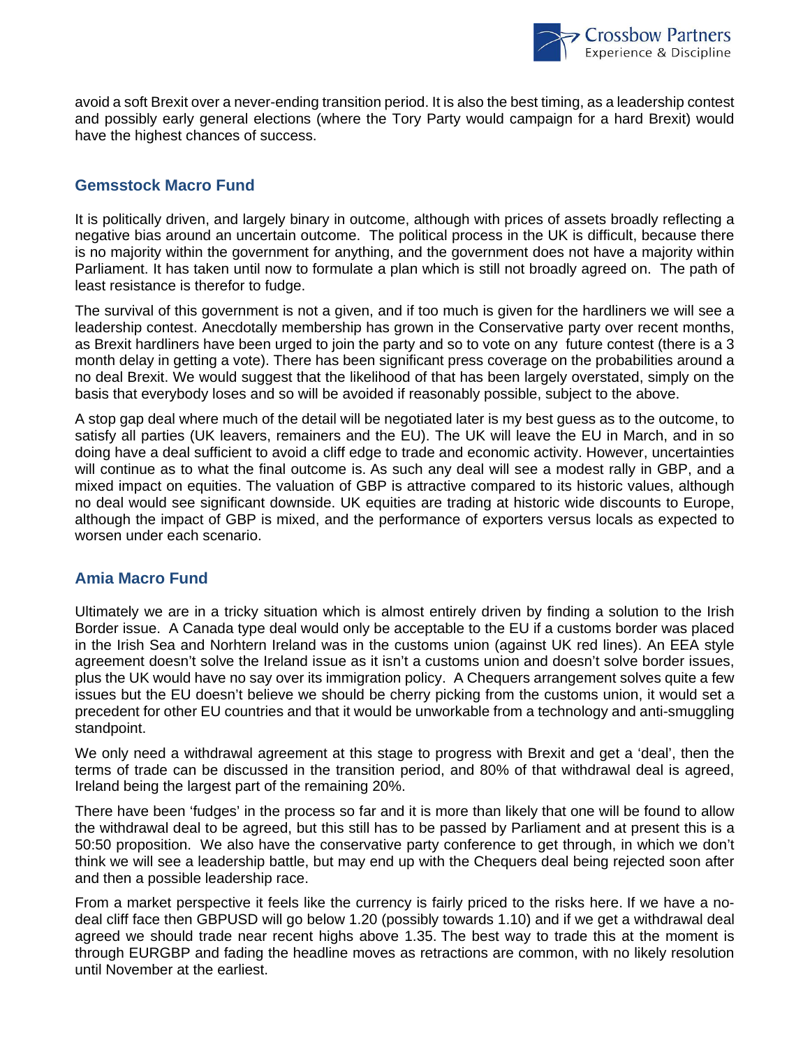avoid a soft Brexit over a never-ending transition period. It is also the best timing, as a leadership contest and possibly early general elections (where the Tory Party would campaign for a hard Brexit) would have the highest chances of success.

## Gemsstock Macro Fund

It is politically driven, and largely binary in outcome, although with prices of assets broadly reflecting a negative bias around an uncertain outcome. The political process in the UK is difficult, because there is no majority within the government for anything, and the government does not have a majority within Parliament. It has taken until now to formulate a plan which is still not broadly agreed on. The path of least resistance is therefor to fudge.

The survival of this government is not a given, and if too much is given for the hardliners we will see a leadership contest. Anecdotally membership has grown in the Conservative party over recent months, as Brexit hardliners have been urged to join the party and so to vote on any future contest (there is a 3 month delay in getting a vote). There has been significant press coverage on the probabilities around a no deal Brexit. We would suggest that the likelihood of that has been largely overstated, simply on the basis that everybody loses and so will be avoided if reasonably possible, subject to the above.

A stop gap deal where much of the detail will be negotiated later is my best guess as to the outcome, to satisfy all parties (UK leavers, remainers and the EU). The UK will leave the EU in March, and in so doing have a deal sufficient to avoid a cliff edge to trade and economic activity. However, uncertainties will continue as to what the final outcome is. As such any deal will see a modest rally in GBP, and a mixed impact on equities. The valuation of GBP is attractive compared to its historic values, although no deal would see significant downside. UK equities are trading at historic wide discounts to Europe, although the impact of GBP is mixed, and the performance of exporters versus locals as expected to worsen under each scenario.

## Amia Macro Fund

Ultimately we are in a tricky situation which is almost entirely driven by finding a solution to the Irish Border issue. A Canada type deal would only be acceptable to the EU if a customs border was placed in the Irish Sea and Norhtern Ireland was in the customs union (against UK red lines). An EEA style agreement doesn't solve the Ireland issue as it isn't a customs union and doesn't solve border issues, plus the UK would have no say over its immigration policy. A Chequers arrangement solves quite a few issues but the EU doesn't believe we should be cherry picking from the customs union, it would set a precedent for other EU countries and that it would be unworkable from a technology and anti-smuggling standpoint.

We only need a withdrawal agreement at this stage to progress with Brexit and get a 'deal', then the terms of trade can be discussed in the transition period, and 80% of that withdrawal deal is agreed, Ireland being the largest part of the remaining 20%.

There have been 'fudges' in the process so far and it is more than likely that one will be found to allow the withdrawal deal to be agreed, but this still has to be passed by Parliament and at present this is a 50:50 proposition. We also have the conservative party conference to get through, in which we don't think we will see a leadership battle, but may end up with the Chequers deal being rejected soon after and then a possible leadership race.

From a market perspective it feels like the currency is fairly priced to the risks here. If we have a no-deal cliff face then GBPUSD will go below 1.20 (possibly towards 1.10) and if we get a withdrawal deal agreed we should trade near recent highs above 1.35. The best way to trade this at the moment is through EURGBP and fading the headline moves as retractions are common, with no likely resolution until November at the earliest.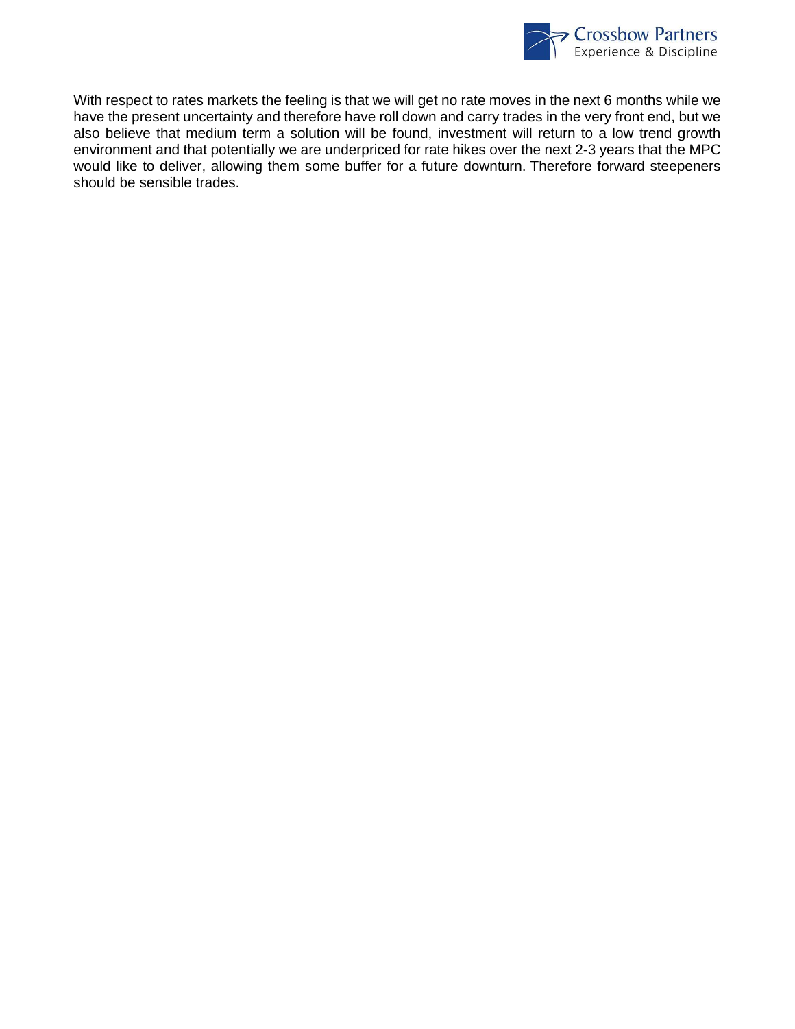With respect to rates markets the feeling is that we will get no rate moves in the next 6 months while we have the present uncertainty and therefore have roll down and carry trades in the very front end, but we also believe that medium term a solution will be found, investment will return to a low trend growth environment and that potentially we are underpriced for rate hikes over the next 2-3 years that the MPC would like to deliver, allowing them some buffer for a future downturn. Therefore forward steepeners should be sensible trades.